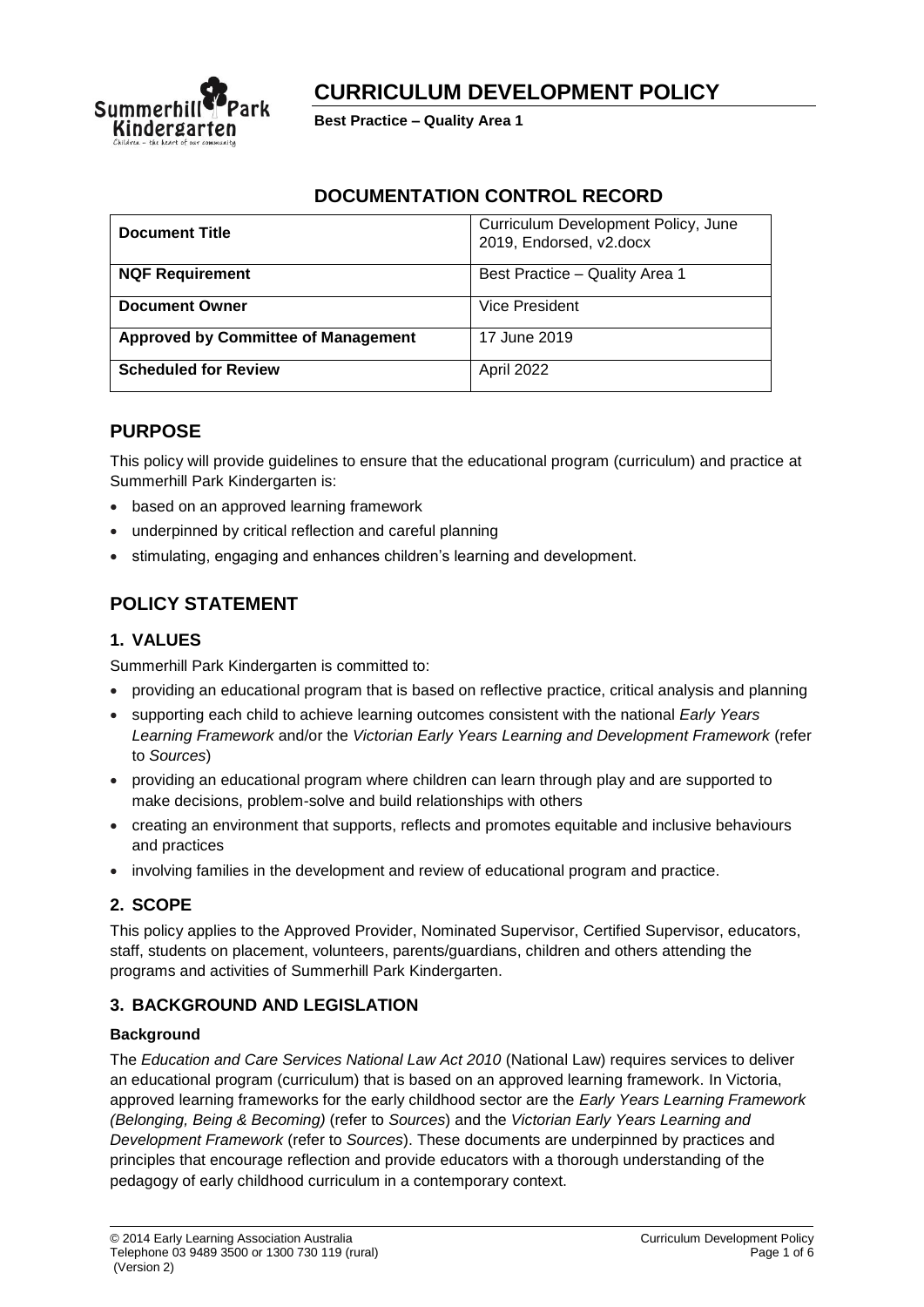# CURRICULUM DEVELOPMENT POLICY

**Best Practice – Quality Area 1**

## DOCUMENTATION CONTROL RECORD

| **Document Title** | Curriculum Development Policy, June 2019, Endorsed, v2.docx |
|---|---|
| **NQF Requirement** | Best Practice – Quality Area 1 |
| **Document Owner** | Vice President |
| **Approved by Committee of Management** | 17 June 2019 |
| **Scheduled for Review** | April 2022 |

## PURPOSE

This policy will provide guidelines to ensure that the educational program (curriculum) and practice at Summerhill Park Kindergarten is:

- based on an approved learning framework
- underpinned by critical reflection and careful planning
- stimulating, engaging and enhances children's learning and development.

## POLICY STATEMENT

### 1. VALUES

Summerhill Park Kindergarten is committed to:

- providing an educational program that is based on reflective practice, critical analysis and planning
- supporting each child to achieve learning outcomes consistent with the national *Early Years Learning Framework* and/or the *Victorian Early Years Learning and Development Framework* (refer to *Sources*)
- providing an educational program where children can learn through play and are supported to make decisions, problem-solve and build relationships with others
- creating an environment that supports, reflects and promotes equitable and inclusive behaviours and practices
- involving families in the development and review of educational program and practice.

### 2. SCOPE

This policy applies to the Approved Provider, Nominated Supervisor, Certified Supervisor, educators, staff, students on placement, volunteers, parents/guardians, children and others attending the programs and activities of Summerhill Park Kindergarten.

### 3. BACKGROUND AND LEGISLATION

#### Background

The *Education and Care Services National Law Act 2010* (National Law) requires services to deliver an educational program (curriculum) that is based on an approved learning framework. In Victoria, approved learning frameworks for the early childhood sector are the *Early Years Learning Framework (Belonging, Being & Becoming)* (refer to *Sources*) and the *Victorian Early Years Learning and Development Framework* (refer to *Sources*). These documents are underpinned by practices and principles that encourage reflection and provide educators with a thorough understanding of the pedagogy of early childhood curriculum in a contemporary context.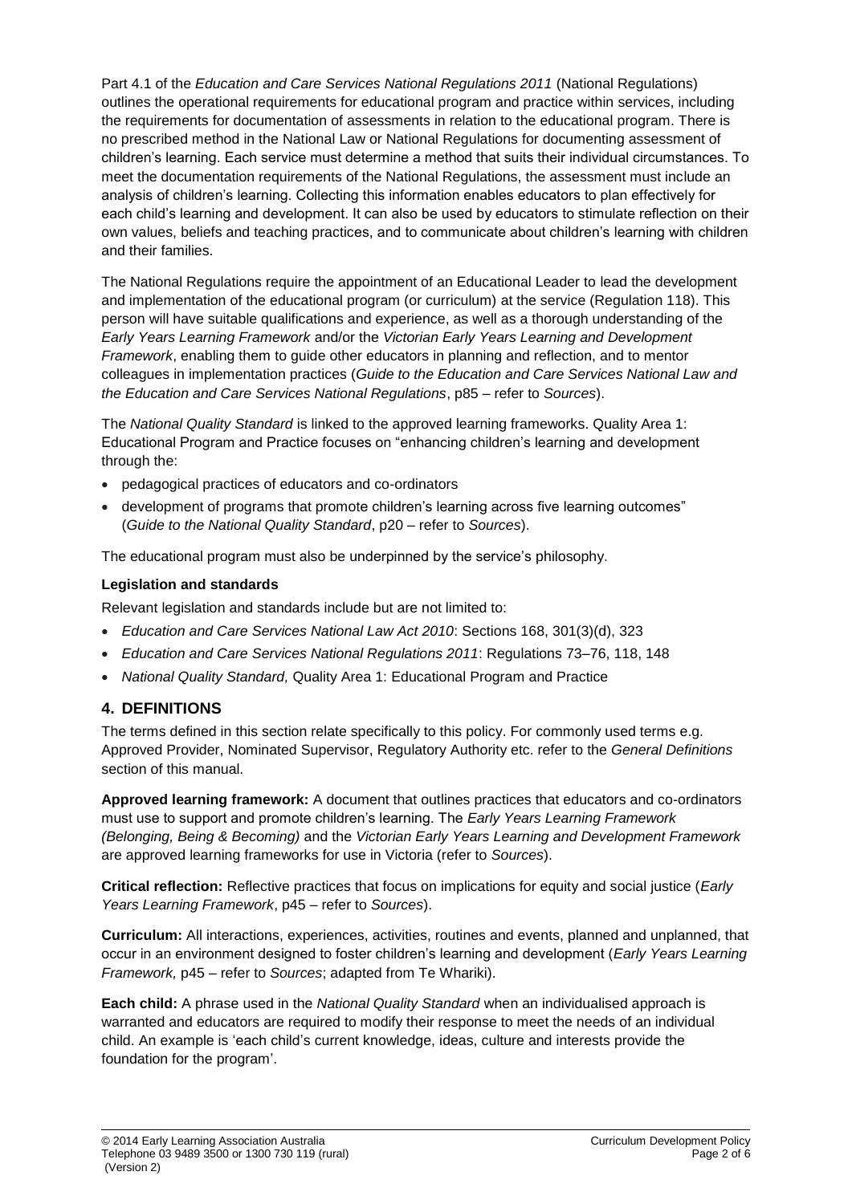Part 4.1 of the *Education and Care Services National Regulations 2011* (National Regulations) outlines the operational requirements for educational program and practice within services, including the requirements for documentation of assessments in relation to the educational program. There is no prescribed method in the National Law or National Regulations for documenting assessment of children's learning. Each service must determine a method that suits their individual circumstances. To meet the documentation requirements of the National Regulations, the assessment must include an analysis of children's learning. Collecting this information enables educators to plan effectively for each child's learning and development. It can also be used by educators to stimulate reflection on their own values, beliefs and teaching practices, and to communicate about children's learning with children and their families.

The National Regulations require the appointment of an Educational Leader to lead the development and implementation of the educational program (or curriculum) at the service (Regulation 118). This person will have suitable qualifications and experience, as well as a thorough understanding of the *Early Years Learning Framework* and/or the *Victorian Early Years Learning and Development Framework*, enabling them to guide other educators in planning and reflection, and to mentor colleagues in implementation practices (*Guide to the Education and Care Services National Law and the Education and Care Services National Regulations*, p85 – refer to *Sources*).

The *National Quality Standard* is linked to the approved learning frameworks. Quality Area 1: Educational Program and Practice focuses on "enhancing children's learning and development through the:

- pedagogical practices of educators and co-ordinators
- development of programs that promote children's learning across five learning outcomes" (*Guide to the National Quality Standard*, p20 – refer to *Sources*).

The educational program must also be underpinned by the service's philosophy.

**Legislation and standards**

Relevant legislation and standards include but are not limited to:

- *Education and Care Services National Law Act 2010*: Sections 168, 301(3)(d), 323
- *Education and Care Services National Regulations 2011*: Regulations 73–76, 118, 148
- *National Quality Standard,* Quality Area 1: Educational Program and Practice

## 4. DEFINITIONS

The terms defined in this section relate specifically to this policy. For commonly used terms e.g. Approved Provider, Nominated Supervisor, Regulatory Authority etc. refer to the *General Definitions* section of this manual.

**Approved learning framework:** A document that outlines practices that educators and co-ordinators must use to support and promote children's learning. The *Early Years Learning Framework (Belonging, Being & Becoming)* and the *Victorian Early Years Learning and Development Framework* are approved learning frameworks for use in Victoria (refer to *Sources*).

**Critical reflection:** Reflective practices that focus on implications for equity and social justice (*Early Years Learning Framework*, p45 – refer to *Sources*).

**Curriculum:** All interactions, experiences, activities, routines and events, planned and unplanned, that occur in an environment designed to foster children's learning and development (*Early Years Learning Framework,* p45 – refer to *Sources*; adapted from Te Whariki).

**Each child:** A phrase used in the *National Quality Standard* when an individualised approach is warranted and educators are required to modify their response to meet the needs of an individual child. An example is 'each child's current knowledge, ideas, culture and interests provide the foundation for the program'.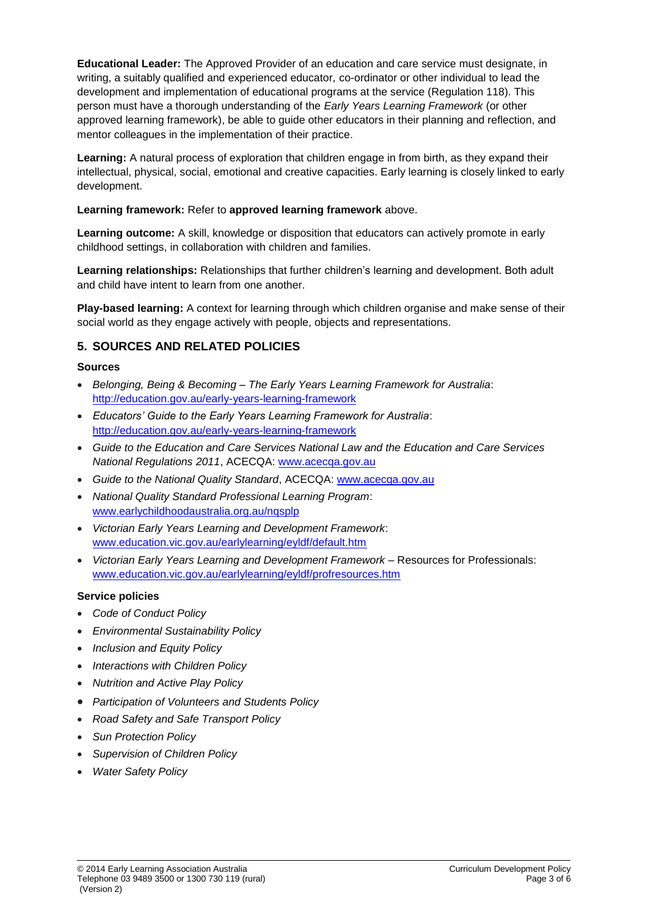**Educational Leader:** The Approved Provider of an education and care service must designate, in writing, a suitably qualified and experienced educator, co-ordinator or other individual to lead the development and implementation of educational programs at the service (Regulation 118). This person must have a thorough understanding of the *Early Years Learning Framework* (or other approved learning framework), be able to guide other educators in their planning and reflection, and mentor colleagues in the implementation of their practice.

**Learning:** A natural process of exploration that children engage in from birth, as they expand their intellectual, physical, social, emotional and creative capacities. Early learning is closely linked to early development.

**Learning framework:** Refer to **approved learning framework** above.

**Learning outcome:** A skill, knowledge or disposition that educators can actively promote in early childhood settings, in collaboration with children and families.

**Learning relationships:** Relationships that further children's learning and development. Both adult and child have intent to learn from one another.

**Play-based learning:** A context for learning through which children organise and make sense of their social world as they engage actively with people, objects and representations.

## 5. SOURCES AND RELATED POLICIES

### Sources

- *Belonging, Being & Becoming – The Early Years Learning Framework for Australia*: http://education.gov.au/early-years-learning-framework
- *Educators' Guide to the Early Years Learning Framework for Australia*: http://education.gov.au/early-years-learning-framework
- *Guide to the Education and Care Services National Law and the Education and Care Services National Regulations 2011*, ACECQA: www.acecqa.gov.au
- *Guide to the National Quality Standard*, ACECQA: www.acecqa.gov.au
- *National Quality Standard Professional Learning Program*: www.earlychildhoodaustralia.org.au/nqsplp
- *Victorian Early Years Learning and Development Framework*: www.education.vic.gov.au/earlylearning/eyldf/default.htm
- *Victorian Early Years Learning and Development Framework* – Resources for Professionals: www.education.vic.gov.au/earlylearning/eyldf/profresources.htm

### Service policies

- *Code of Conduct Policy*
- *Environmental Sustainability Policy*
- *Inclusion and Equity Policy*
- *Interactions with Children Policy*
- *Nutrition and Active Play Policy*
- *Participation of Volunteers and Students Policy*
- *Road Safety and Safe Transport Policy*
- *Sun Protection Policy*
- *Supervision of Children Policy*
- *Water Safety Policy*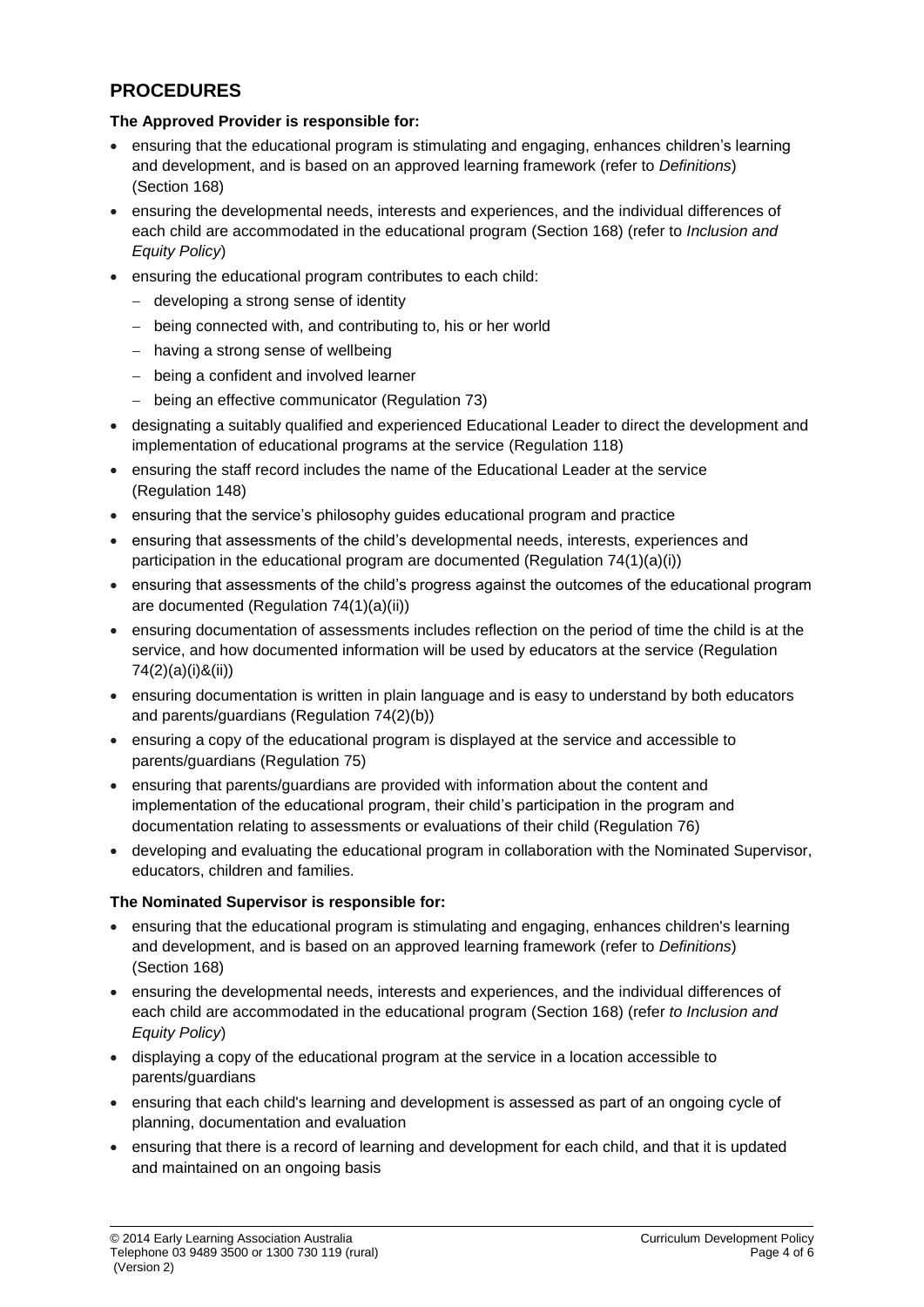## PROCEDURES

**The Approved Provider is responsible for:**

- ensuring that the educational program is stimulating and engaging, enhances children's learning and development, and is based on an approved learning framework (refer to *Definitions*) (Section 168)
- ensuring the developmental needs, interests and experiences, and the individual differences of each child are accommodated in the educational program (Section 168) (refer to *Inclusion and Equity Policy*)
- ensuring the educational program contributes to each child:
  - developing a strong sense of identity
  - being connected with, and contributing to, his or her world
  - having a strong sense of wellbeing
  - being a confident and involved learner
  - being an effective communicator (Regulation 73)
- designating a suitably qualified and experienced Educational Leader to direct the development and implementation of educational programs at the service (Regulation 118)
- ensuring the staff record includes the name of the Educational Leader at the service (Regulation 148)
- ensuring that the service's philosophy guides educational program and practice
- ensuring that assessments of the child's developmental needs, interests, experiences and participation in the educational program are documented (Regulation 74(1)(a)(i))
- ensuring that assessments of the child's progress against the outcomes of the educational program are documented (Regulation 74(1)(a)(ii))
- ensuring documentation of assessments includes reflection on the period of time the child is at the service, and how documented information will be used by educators at the service (Regulation 74(2)(a)(i)&(ii))
- ensuring documentation is written in plain language and is easy to understand by both educators and parents/guardians (Regulation 74(2)(b))
- ensuring a copy of the educational program is displayed at the service and accessible to parents/guardians (Regulation 75)
- ensuring that parents/guardians are provided with information about the content and implementation of the educational program, their child's participation in the program and documentation relating to assessments or evaluations of their child (Regulation 76)
- developing and evaluating the educational program in collaboration with the Nominated Supervisor, educators, children and families.

**The Nominated Supervisor is responsible for:**

- ensuring that the educational program is stimulating and engaging, enhances children's learning and development, and is based on an approved learning framework (refer to *Definitions*) (Section 168)
- ensuring the developmental needs, interests and experiences, and the individual differences of each child are accommodated in the educational program (Section 168) (refer *to Inclusion and Equity Policy*)
- displaying a copy of the educational program at the service in a location accessible to parents/guardians
- ensuring that each child's learning and development is assessed as part of an ongoing cycle of planning, documentation and evaluation
- ensuring that there is a record of learning and development for each child, and that it is updated and maintained on an ongoing basis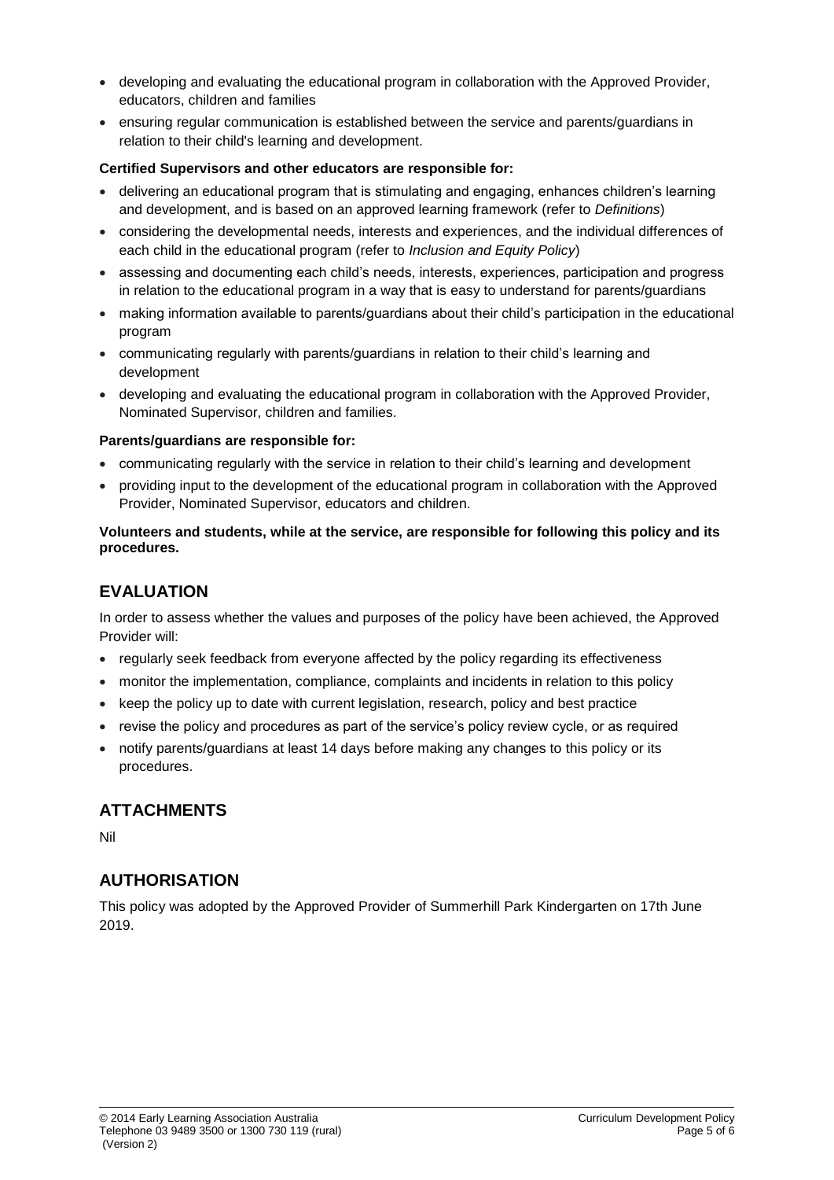- developing and evaluating the educational program in collaboration with the Approved Provider, educators, children and families
- ensuring regular communication is established between the service and parents/guardians in relation to their child's learning and development.

**Certified Supervisors and other educators are responsible for:**

- delivering an educational program that is stimulating and engaging, enhances children's learning and development, and is based on an approved learning framework (refer to *Definitions*)
- considering the developmental needs, interests and experiences, and the individual differences of each child in the educational program (refer to *Inclusion and Equity Policy*)
- assessing and documenting each child's needs, interests, experiences, participation and progress in relation to the educational program in a way that is easy to understand for parents/guardians
- making information available to parents/guardians about their child's participation in the educational program
- communicating regularly with parents/guardians in relation to their child's learning and development
- developing and evaluating the educational program in collaboration with the Approved Provider, Nominated Supervisor, children and families.

**Parents/guardians are responsible for:**

- communicating regularly with the service in relation to their child's learning and development
- providing input to the development of the educational program in collaboration with the Approved Provider, Nominated Supervisor, educators and children.

**Volunteers and students, while at the service, are responsible for following this policy and its procedures.**

## EVALUATION

In order to assess whether the values and purposes of the policy have been achieved, the Approved Provider will:

- regularly seek feedback from everyone affected by the policy regarding its effectiveness
- monitor the implementation, compliance, complaints and incidents in relation to this policy
- keep the policy up to date with current legislation, research, policy and best practice
- revise the policy and procedures as part of the service's policy review cycle, or as required
- notify parents/guardians at least 14 days before making any changes to this policy or its procedures.

## ATTACHMENTS

Nil

## AUTHORISATION

This policy was adopted by the Approved Provider of Summerhill Park Kindergarten on 17th June 2019.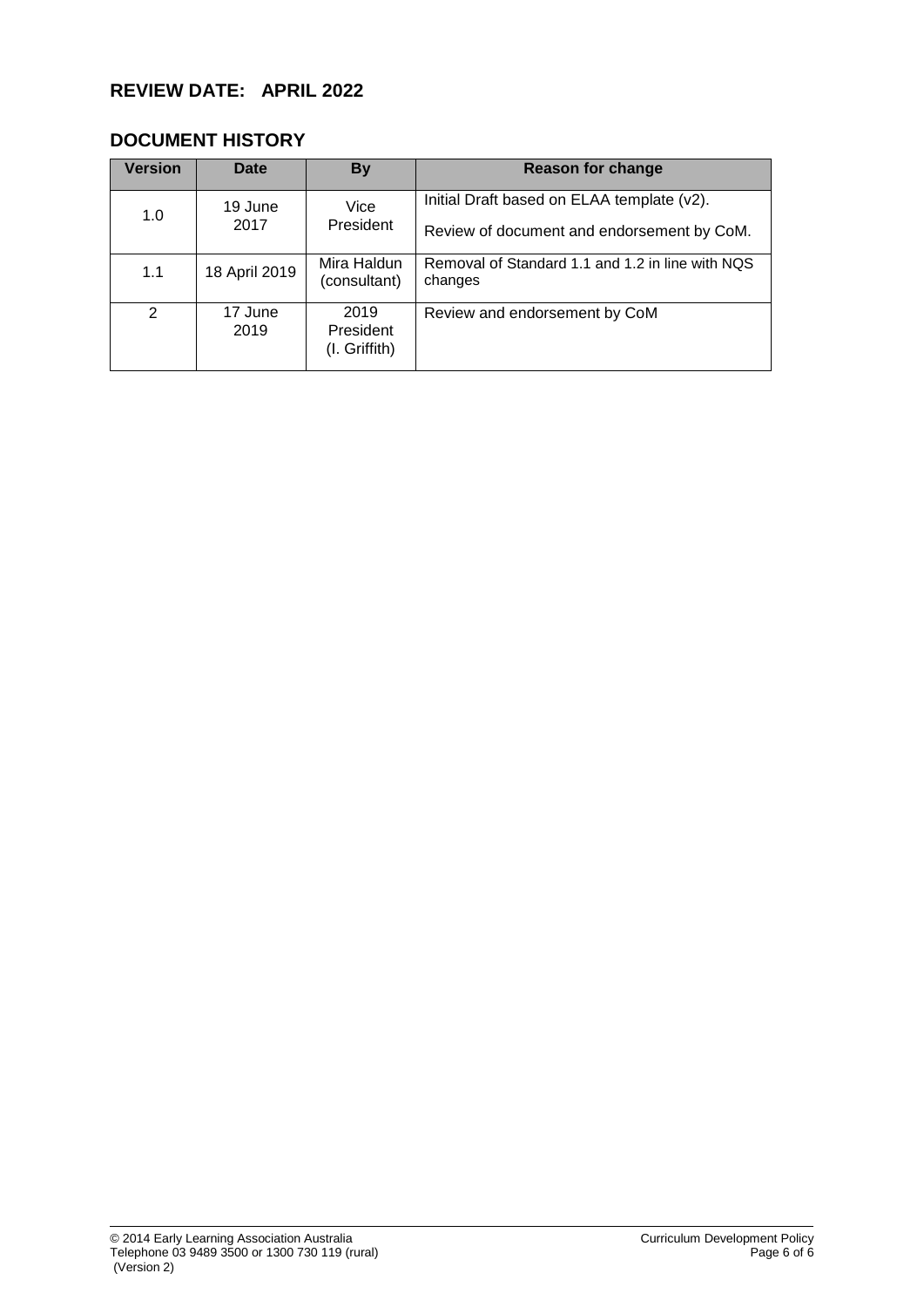## REVIEW DATE: APRIL 2022

## DOCUMENT HISTORY

| Version | Date | By | Reason for change |
|---|---|---|---|
| 1.0 | 19 June 2017 | Vice President | Initial Draft based on ELAA template (v2).<br><br>Review of document and endorsement by CoM. |
| 1.1 | 18 April 2019 | Mira Haldun (consultant) | Removal of Standard 1.1 and 1.2 in line with NQS changes |
| 2 | 17 June 2019 | 2019 President (I. Griffith) | Review and endorsement by CoM |